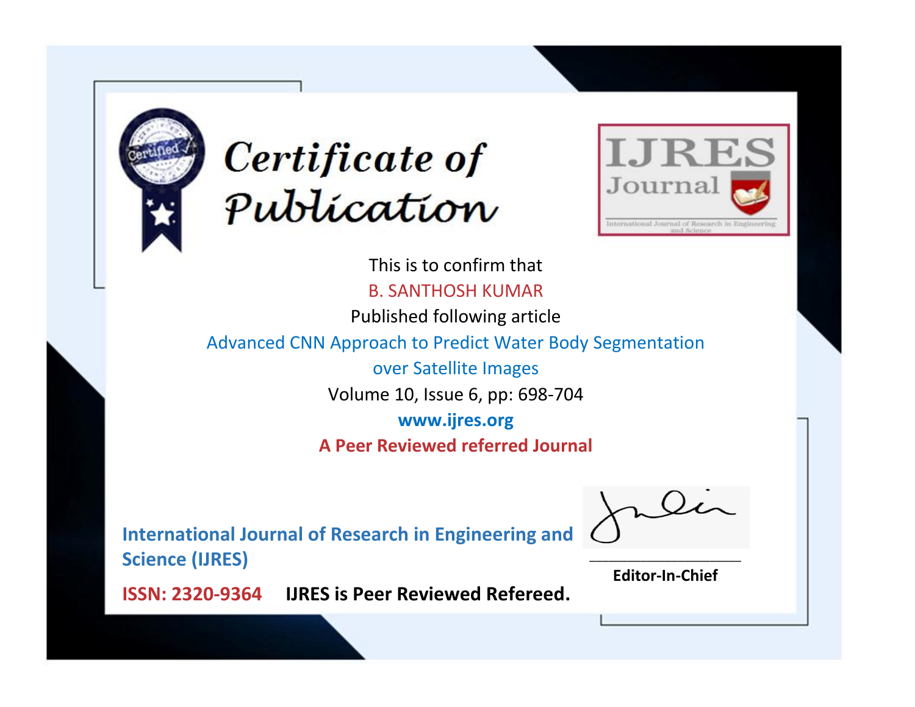# Certificate of Publication

**IJRES Journal**

International Journal of Research in Engineering and Science

This is to confirm that

B. SANTHOSH KUMAR

Published following article

Advanced CNN Approach to Predict Water Body Segmentation over Satellite Images

Volume 10, Issue 6, pp: 698-704

**www.ijres.org**

**A Peer Reviewed referred Journal**

**International Journal of Research in Engineering and Science (IJRES)**

**ISSN: 2320-9364** **IJRES is Peer Reviewed Refereed.**

**Editor-In-Chief**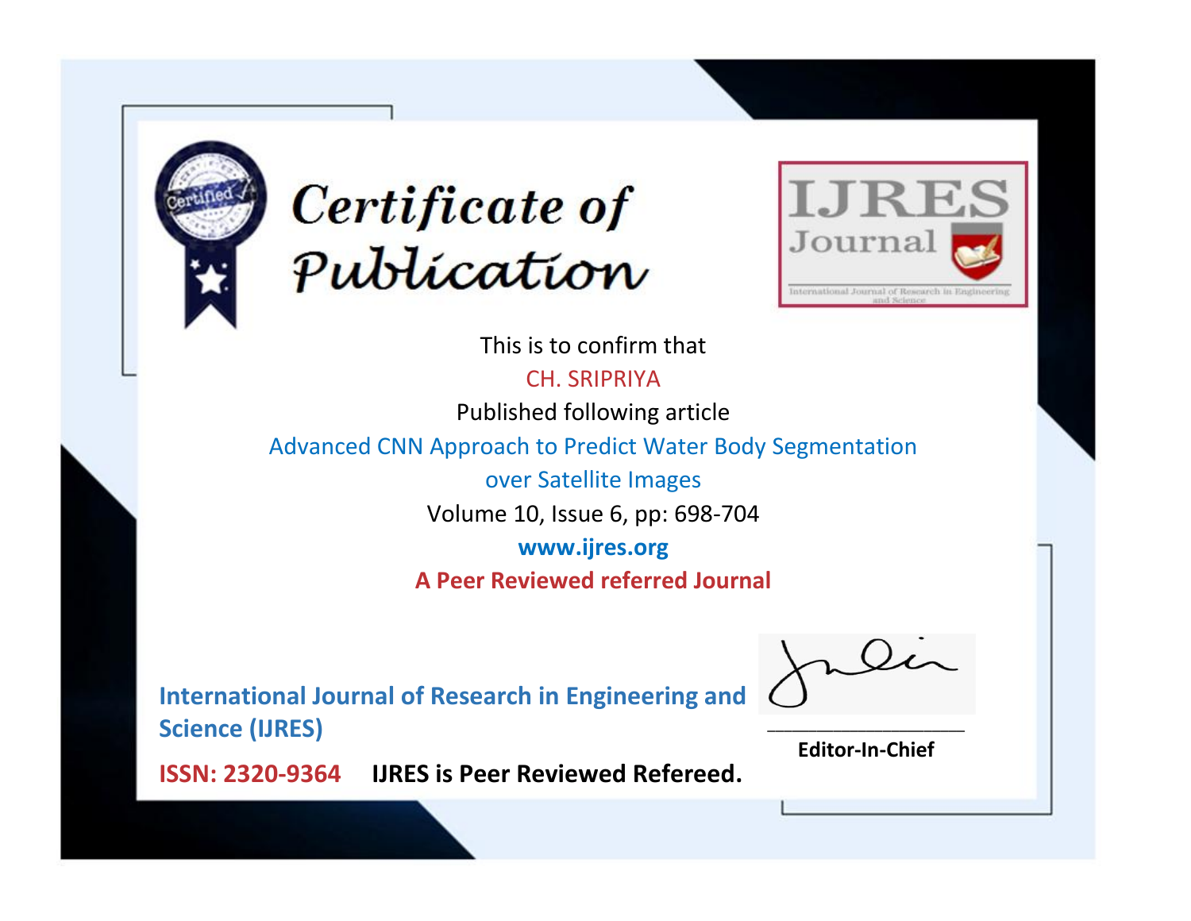# Certificate of Publication

**IJRES Journal**

International Journal of Research in Engineering and Science

This is to confirm that

CH. SRIPRIYA

Published following article

Advanced CNN Approach to Predict Water Body Segmentation over Satellite Images

Volume 10, Issue 6, pp: 698-704

**www.ijres.org**

**A Peer Reviewed referred Journal**

**International Journal of Research in Engineering and Science (IJRES)**

**ISSN: 2320-9364** **IJRES is Peer Reviewed Refereed.**

**Editor-In-Chief**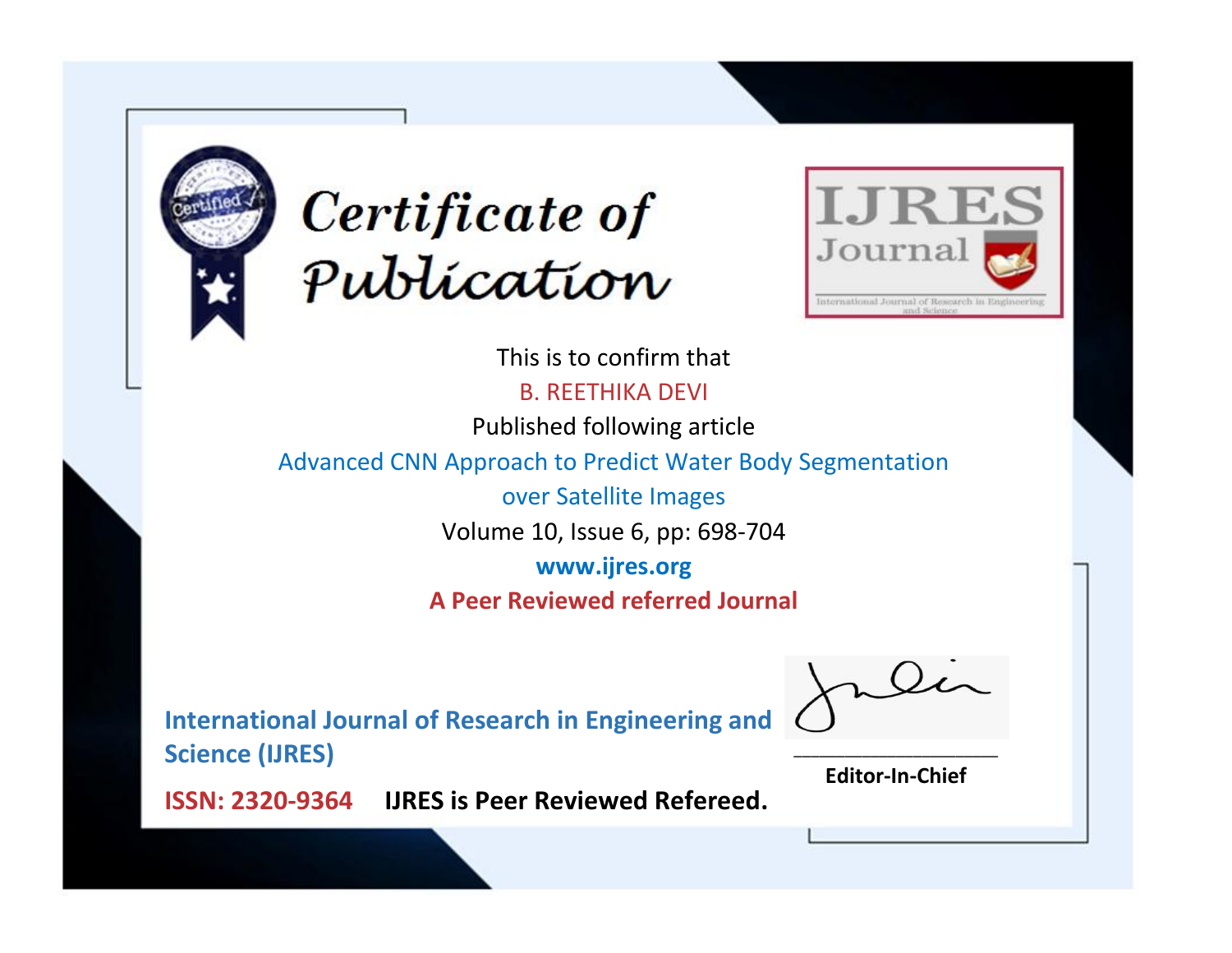# Certificate of Publication

IJRES Journal

International Journal of Research in Engineering and Science

This is to confirm that

B. REETHIKA DEVI

Published following article

Advanced CNN Approach to Predict Water Body Segmentation over Satellite Images

Volume 10, Issue 6, pp: 698-704

**www.ijres.org**

**A Peer Reviewed referred Journal**

**International Journal of Research in Engineering and Science (IJRES)**

**ISSN: 2320-9364** **IJRES is Peer Reviewed Refereed.**

**Editor-In-Chief**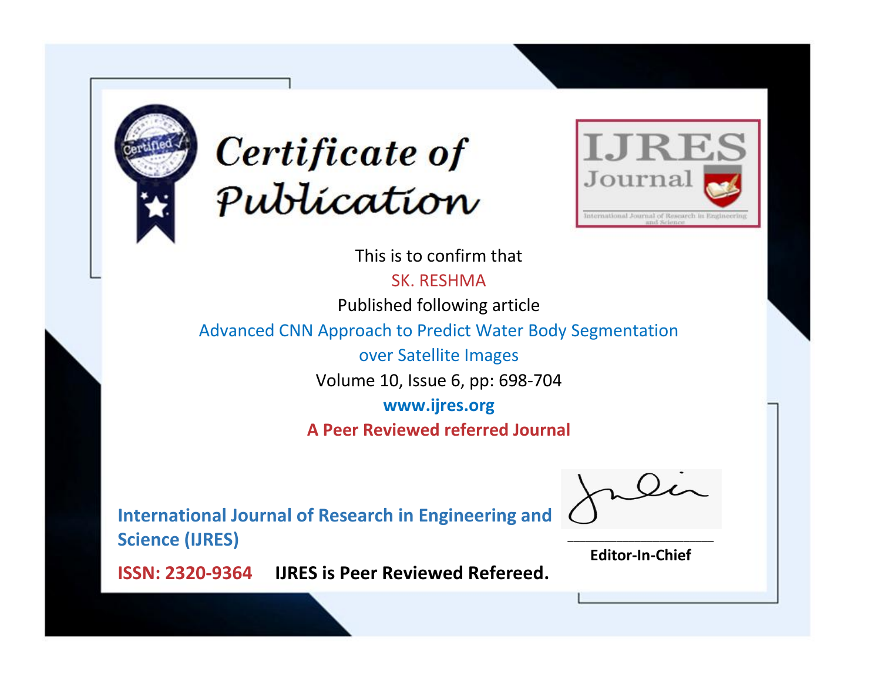# Certificate of Publication

IJRES Journal

International Journal of Research in Engineering and Science

This is to confirm that

SK. RESHMA

Published following article

Advanced CNN Approach to Predict Water Body Segmentation over Satellite Images

Volume 10, Issue 6, pp: 698-704

**www.ijres.org**

**A Peer Reviewed referred Journal**

**International Journal of Research in Engineering and Science (IJRES)**

**ISSN: 2320-9364** **IJRES is Peer Reviewed Refereed.**

**Editor-In-Chief**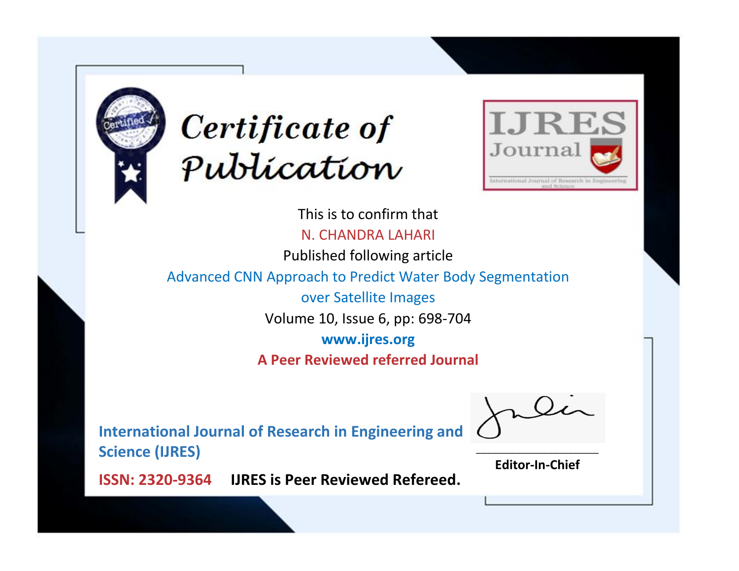# Certificate of Publication

IJRES Journal

International Journal of Research in Engineering and Science

This is to confirm that

N. CHANDRA LAHARI

Published following article

Advanced CNN Approach to Predict Water Body Segmentation over Satellite Images

Volume 10, Issue 6, pp: 698-704

**www.ijres.org**

**A Peer Reviewed referred Journal**

**International Journal of Research in Engineering and Science (IJRES)**

**ISSN: 2320-9364** **IJRES is Peer Reviewed Refereed.**

**Editor-In-Chief**